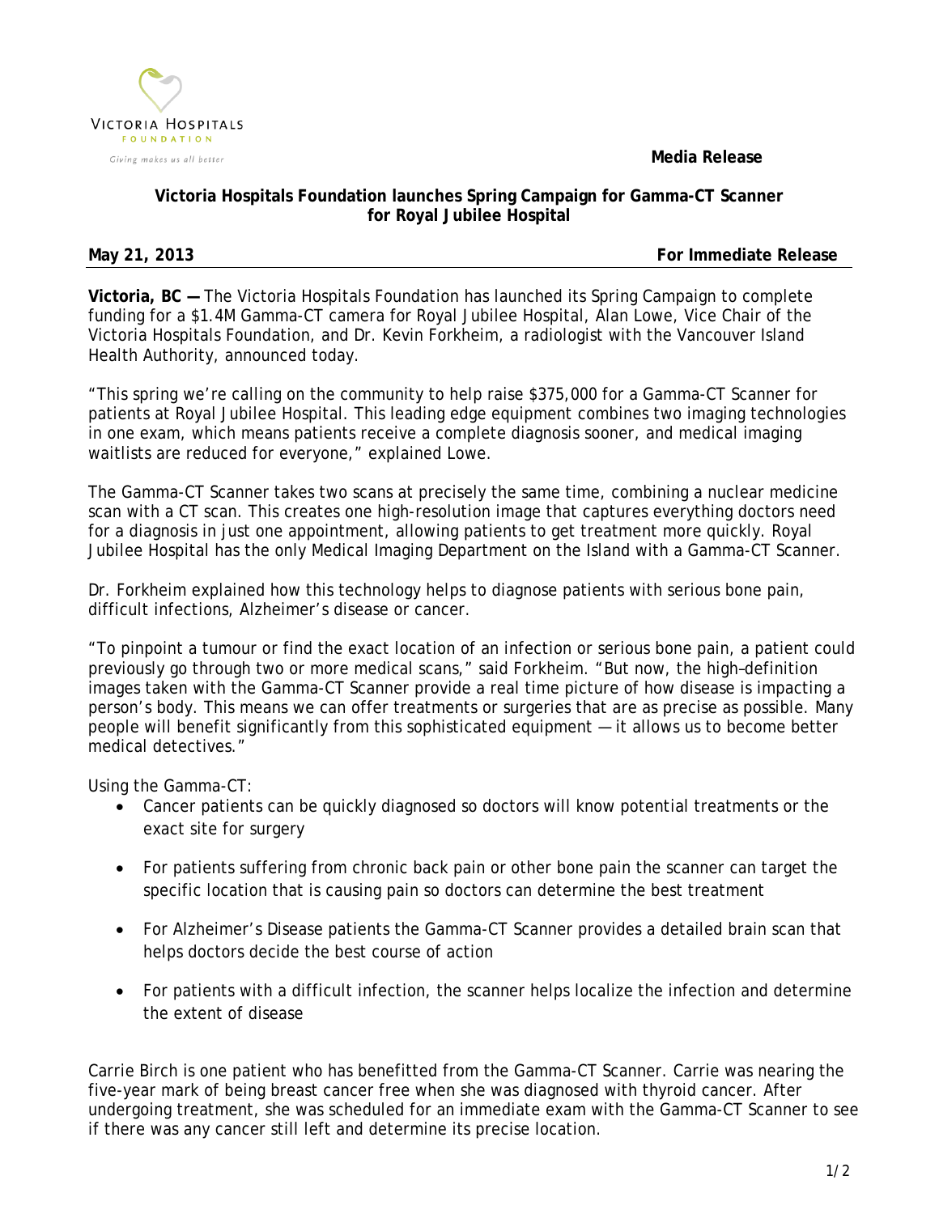VICTORIA HOSPITALS FOUNDATION

*Giving makes us all better*

**Media Release**

**Victoria Hospitals Foundation launches Spring Campaign for Gamma-CT Scanner for Royal Jubilee Hospital**

**May 21, 2013** **For Immediate Release**

**Victoria, BC —** The Victoria Hospitals Foundation has launched its Spring Campaign to complete funding for a $1.4M Gamma-CT camera for Royal Jubilee Hospital, Alan Lowe, Vice Chair of the Victoria Hospitals Foundation, and Dr. Kevin Forkheim, a radiologist with the Vancouver Island Health Authority, announced today.

"This spring we're calling on the community to help raise $375,000 for a Gamma-CT Scanner for patients at Royal Jubilee Hospital. This leading edge equipment combines two imaging technologies in one exam, which means patients receive a complete diagnosis sooner, and medical imaging waitlists are reduced for everyone," explained Lowe.

The Gamma-CT Scanner takes two scans at precisely the same time, combining a nuclear medicine scan with a CT scan. This creates one high-resolution image that captures everything doctors need for a diagnosis in just one appointment, allowing patients to get treatment more quickly. Royal Jubilee Hospital has the only Medical Imaging Department on the Island with a Gamma-CT Scanner.

Dr. Forkheim explained how this technology helps to diagnose patients with serious bone pain, difficult infections, Alzheimer's disease or cancer.

"To pinpoint a tumour or find the exact location of an infection or serious bone pain, a patient could previously go through two or more medical scans," said Forkheim. "But now, the high–definition images taken with the Gamma-CT Scanner provide a real time picture of how disease is impacting a person's body. This means we can offer treatments or surgeries that are as precise as possible. Many people will benefit significantly from this sophisticated equipment — it allows us to become better medical detectives."

Using the Gamma-CT:

- Cancer patients can be quickly diagnosed so doctors will know potential treatments or the exact site for surgery
- For patients suffering from chronic back pain or other bone pain the scanner can target the specific location that is causing pain so doctors can determine the best treatment
- For Alzheimer's Disease patients the Gamma-CT Scanner provides a detailed brain scan that helps doctors decide the best course of action
- For patients with a difficult infection, the scanner helps localize the infection and determine the extent of disease

Carrie Birch is one patient who has benefitted from the Gamma-CT Scanner. Carrie was nearing the five-year mark of being breast cancer free when she was diagnosed with thyroid cancer. After undergoing treatment, she was scheduled for an immediate exam with the Gamma-CT Scanner to see if there was any cancer still left and determine its precise location.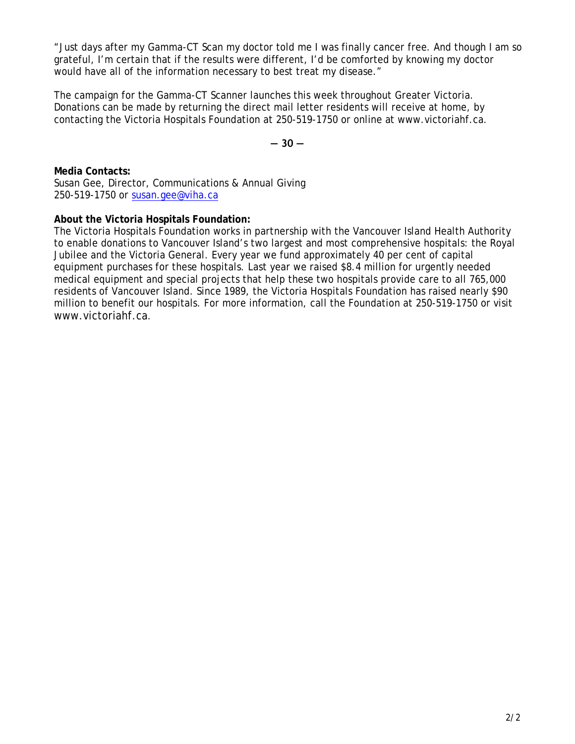"Just days after my Gamma-CT Scan my doctor told me I was finally cancer free. And though I am so grateful, I'm certain that if the results were different, I'd be comforted by knowing my doctor would have all of the information necessary to best treat my disease."

The campaign for the Gamma-CT Scanner launches this week throughout Greater Victoria. Donations can be made by returning the direct mail letter residents will receive at home, by contacting the Victoria Hospitals Foundation at 250-519-1750 or online at www.victoriahf.ca.

— 30 —

**Media Contacts:**
Susan Gee, Director, Communications & Annual Giving
250-519-1750 or susan.gee@viha.ca

**About the Victoria Hospitals Foundation:**
The Victoria Hospitals Foundation works in partnership with the Vancouver Island Health Authority to enable donations to Vancouver Island's two largest and most comprehensive hospitals: the Royal Jubilee and the Victoria General. Every year we fund approximately 40 per cent of capital equipment purchases for these hospitals. Last year we raised $8.4 million for urgently needed medical equipment and special projects that help these two hospitals provide care to all 765,000 residents of Vancouver Island. Since 1989, the Victoria Hospitals Foundation has raised nearly $90 million to benefit our hospitals. For more information, call the Foundation at 250-519-1750 or visit www.victoriahf.ca.